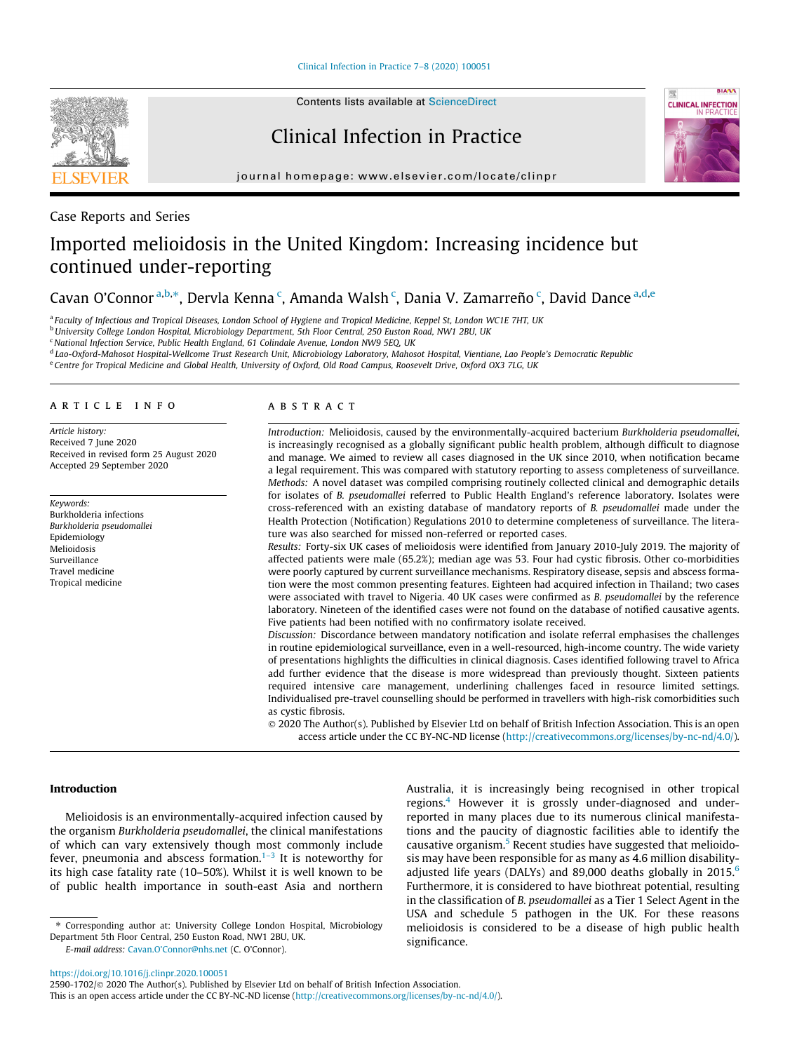Case Reports and Series

# Imported melioidosis in the United Kingdom: Increasing incidence but continued under-reporting

Cavan O'Connor [a,b,*], Dervla Kenna [c], Amanda Walsh [c], Dania V. Zamarreño [c], David Dance [a,d,e]

[a] Faculty of Infectious and Tropical Diseases, London School of Hygiene and Tropical Medicine, Keppel St, London WC1E 7HT, UK
[b] University College London Hospital, Microbiology Department, 5th Floor Central, 250 Euston Road, NW1 2BU, UK
[c] National Infection Service, Public Health England, 61 Colindale Avenue, London NW9 5EQ, UK
[d] Lao-Oxford-Mahosot Hospital-Wellcome Trust Research Unit, Microbiology Laboratory, Mahosot Hospital, Vientiane, Lao People's Democratic Republic
[e] Centre for Tropical Medicine and Global Health, University of Oxford, Old Road Campus, Roosevelt Drive, Oxford OX3 7LG, UK

## ARTICLE INFO

*Article history:*
Received 7 June 2020
Received in revised form 25 August 2020
Accepted 29 September 2020

*Keywords:*
Burkholderia infections
*Burkholderia pseudomallei*
Epidemiology
Melioidosis
Surveillance
Travel medicine
Tropical medicine

## ABSTRACT

*Introduction:* Melioidosis, caused by the environmentally-acquired bacterium *Burkholderia pseudomallei*, is increasingly recognised as a globally significant public health problem, although difficult to diagnose and manage. We aimed to review all cases diagnosed in the UK since 2010, when notification became a legal requirement. This was compared with statutory reporting to assess completeness of surveillance.

*Methods:* A novel dataset was compiled comprising routinely collected clinical and demographic details for isolates of *B. pseudomallei* referred to Public Health England's reference laboratory. Isolates were cross-referenced with an existing database of mandatory reports of *B. pseudomallei* made under the Health Protection (Notification) Regulations 2010 to determine completeness of surveillance. The literature was also searched for missed non-referred or reported cases.

*Results:* Forty-six UK cases of melioidosis were identified from January 2010-July 2019. The majority of affected patients were male (65.2%); median age was 53. Four had cystic fibrosis. Other co-morbidities were poorly captured by current surveillance mechanisms. Respiratory disease, sepsis and abscess formation were the most common presenting features. Eighteen had acquired infection in Thailand; two cases were associated with travel to Nigeria. 40 UK cases were confirmed as *B. pseudomallei* by the reference laboratory. Nineteen of the identified cases were not found on the database of notified causative agents. Five patients had been notified with no confirmatory isolate received.

*Discussion:* Discordance between mandatory notification and isolate referral emphasises the challenges in routine epidemiological surveillance, even in a well-resourced, high-income country. The wide variety of presentations highlights the difficulties in clinical diagnosis. Cases identified following travel to Africa add further evidence that the disease is more widespread than previously thought. Sixteen patients required intensive care management, underlining challenges faced in resource limited settings. Individualised pre-travel counselling should be performed in travellers with high-risk comorbidities such as cystic fibrosis.

© 2020 The Author(s). Published by Elsevier Ltd on behalf of British Infection Association. This is an open access article under the CC BY-NC-ND license (http://creativecommons.org/licenses/by-nc-nd/4.0/).

## Introduction

Melioidosis is an environmentally-acquired infection caused by the organism *Burkholderia pseudomallei*, the clinical manifestations of which can vary extensively though most commonly include fever, pneumonia and abscess formation.[1–3] It is noteworthy for its high case fatality rate (10–50%). Whilst it is well known to be of public health importance in south-east Asia and northern Australia, it is increasingly being recognised in other tropical regions.[4] However it is grossly under-diagnosed and under-reported in many places due to its numerous clinical manifestations and the paucity of diagnostic facilities able to identify the causative organism.[5] Recent studies have suggested that melioidosis may have been responsible for as many as 4.6 million disability-adjusted life years (DALYs) and 89,000 deaths globally in 2015.[6] Furthermore, it is considered to have biothreat potential, resulting in the classification of *B. pseudomallei* as a Tier 1 Select Agent in the USA and schedule 5 pathogen in the UK. For these reasons melioidosis is considered to be a disease of high public health significance.

* Corresponding author at: University College London Hospital, Microbiology Department 5th Floor Central, 250 Euston Road, NW1 2BU, UK.
*E-mail address:* Cavan.O'Connor@nhs.net (C. O'Connor).

https://doi.org/10.1016/j.clinpr.2020.100051
2590-1702/© 2020 The Author(s). Published by Elsevier Ltd on behalf of British Infection Association.
This is an open access article under the CC BY-NC-ND license (http://creativecommons.org/licenses/by-nc-nd/4.0/).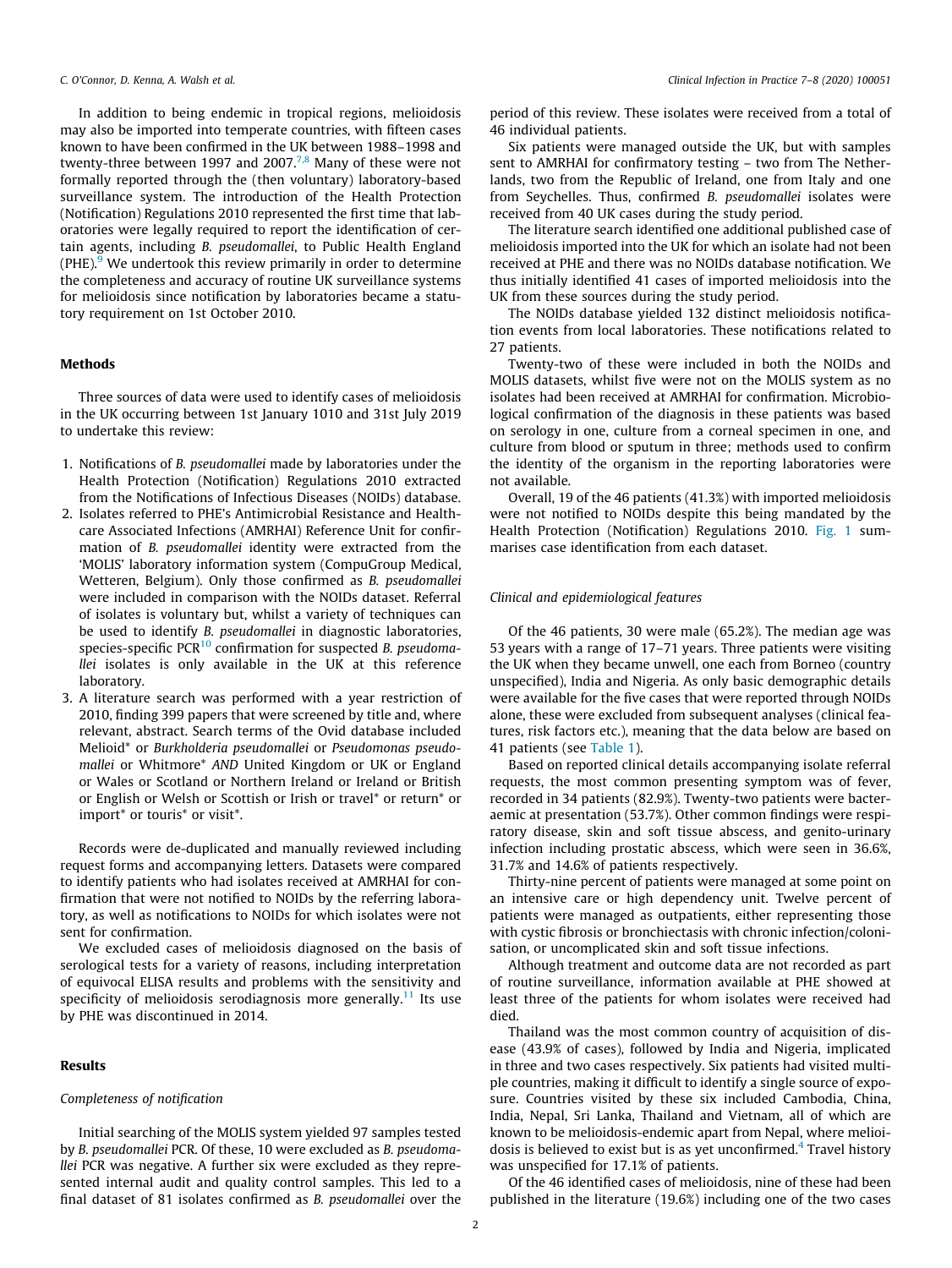In addition to being endemic in tropical regions, melioidosis may also be imported into temperate countries, with fifteen cases known to have been confirmed in the UK between 1988–1998 and twenty-three between 1997 and 2007.[7,8] Many of these were not formally reported through the (then voluntary) laboratory-based surveillance system. The introduction of the Health Protection (Notification) Regulations 2010 represented the first time that laboratories were legally required to report the identification of certain agents, including *B. pseudomallei*, to Public Health England (PHE).[9] We undertook this review primarily in order to determine the completeness and accuracy of routine UK surveillance systems for melioidosis since notification by laboratories became a statutory requirement on 1st October 2010.

## Methods

Three sources of data were used to identify cases of melioidosis in the UK occurring between 1st January 1010 and 31st July 2019 to undertake this review:

1. Notifications of *B. pseudomallei* made by laboratories under the Health Protection (Notification) Regulations 2010 extracted from the Notifications of Infectious Diseases (NOIDs) database.
2. Isolates referred to PHE's Antimicrobial Resistance and Healthcare Associated Infections (AMRHAI) Reference Unit for confirmation of *B. pseudomallei* identity were extracted from the 'MOLIS' laboratory information system (CompuGroup Medical, Wetteren, Belgium). Only those confirmed as *B. pseudomallei* were included in comparison with the NOIDs dataset. Referral of isolates is voluntary but, whilst a variety of techniques can be used to identify *B. pseudomallei* in diagnostic laboratories, species-specific PCR[10] confirmation for suspected *B. pseudomallei* isolates is only available in the UK at this reference laboratory.
3. A literature search was performed with a year restriction of 2010, finding 399 papers that were screened by title and, where relevant, abstract. Search terms of the Ovid database included Melioid* or *Burkholderia pseudomallei* or *Pseudomonas pseudomallei* or Whitmore* *AND* United Kingdom or UK or England or Wales or Scotland or Northern Ireland or Ireland or British or English or Welsh or Scottish or Irish or travel* or return* or import* or touris* or visit*.

Records were de-duplicated and manually reviewed including request forms and accompanying letters. Datasets were compared to identify patients who had isolates received at AMRHAI for confirmation that were not notified to NOIDs by the referring laboratory, as well as notifications to NOIDs for which isolates were not sent for confirmation.

We excluded cases of melioidosis diagnosed on the basis of serological tests for a variety of reasons, including interpretation of equivocal ELISA results and problems with the sensitivity and specificity of melioidosis serodiagnosis more generally.[11] Its use by PHE was discontinued in 2014.

## Results

### Completeness of notification

Initial searching of the MOLIS system yielded 97 samples tested by *B. pseudomallei* PCR. Of these, 10 were excluded as *B. pseudomallei* PCR was negative. A further six were excluded as they represented internal audit and quality control samples. This led to a final dataset of 81 isolates confirmed as *B. pseudomallei* over the period of this review. These isolates were received from a total of 46 individual patients.

Six patients were managed outside the UK, but with samples sent to AMRHAI for confirmatory testing – two from The Netherlands, two from the Republic of Ireland, one from Italy and one from Seychelles. Thus, confirmed *B. pseudomallei* isolates were received from 40 UK cases during the study period.

The literature search identified one additional published case of melioidosis imported into the UK for which an isolate had not been received at PHE and there was no NOIDs database notification. We thus initially identified 41 cases of imported melioidosis into the UK from these sources during the study period.

The NOIDs database yielded 132 distinct melioidosis notification events from local laboratories. These notifications related to 27 patients.

Twenty-two of these were included in both the NOIDs and MOLIS datasets, whilst five were not on the MOLIS system as no isolates had been received at AMRHAI for confirmation. Microbiological confirmation of the diagnosis in these patients was based on serology in one, culture from a corneal specimen in one, and culture from blood or sputum in three; methods used to confirm the identity of the organism in the reporting laboratories were not available.

Overall, 19 of the 46 patients (41.3%) with imported melioidosis were not notified to NOIDs despite this being mandated by the Health Protection (Notification) Regulations 2010. Fig. 1 summarises case identification from each dataset.

### Clinical and epidemiological features

Of the 46 patients, 30 were male (65.2%). The median age was 53 years with a range of 17–71 years. Three patients were visiting the UK when they became unwell, one each from Borneo (country unspecified), India and Nigeria. As only basic demographic details were available for the five cases that were reported through NOIDs alone, these were excluded from subsequent analyses (clinical features, risk factors etc.), meaning that the data below are based on 41 patients (see Table 1).

Based on reported clinical details accompanying isolate referral requests, the most common presenting symptom was of fever, recorded in 34 patients (82.9%). Twenty-two patients were bacteraemic at presentation (53.7%). Other common findings were respiratory disease, skin and soft tissue abscess, and genito-urinary infection including prostatic abscess, which were seen in 36.6%, 31.7% and 14.6% of patients respectively.

Thirty-nine percent of patients were managed at some point on an intensive care or high dependency unit. Twelve percent of patients were managed as outpatients, either representing those with cystic fibrosis or bronchiectasis with chronic infection/colonisation, or uncomplicated skin and soft tissue infections.

Although treatment and outcome data are not recorded as part of routine surveillance, information available at PHE showed at least three of the patients for whom isolates were received had died.

Thailand was the most common country of acquisition of disease (43.9% of cases), followed by India and Nigeria, implicated in three and two cases respectively. Six patients had visited multiple countries, making it difficult to identify a single source of exposure. Countries visited by these six included Cambodia, China, India, Nepal, Sri Lanka, Thailand and Vietnam, all of which are known to be melioidosis-endemic apart from Nepal, where melioidosis is believed to exist but is as yet unconfirmed.[4] Travel history was unspecified for 17.1% of patients.

Of the 46 identified cases of melioidosis, nine of these had been published in the literature (19.6%) including one of the two cases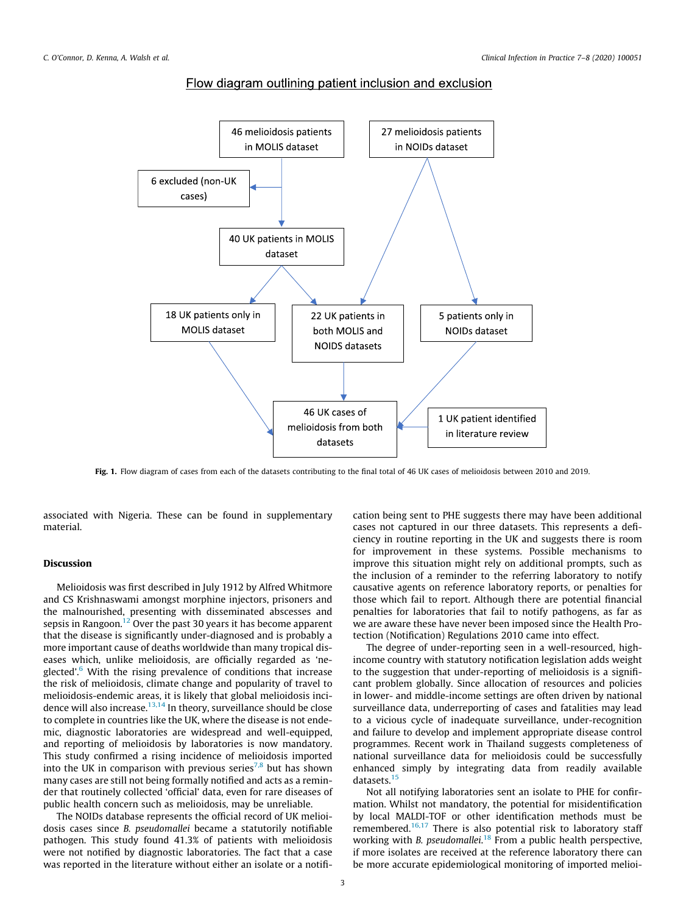Flow diagram outlining patient inclusion and exclusion

- 46 melioidosis patients in MOLIS dataset
- 27 melioidosis patients in NOIDs dataset
- 6 excluded (non-UK cases)
- 40 UK patients in MOLIS dataset
- 18 UK patients only in MOLIS dataset
- 22 UK patients in both MOLIS and NOIDS datasets
- 5 patients only in NOIDs dataset
- 46 UK cases of melioidosis from both datasets
- 1 UK patient identified in literature review

**Fig. 1.** Flow diagram of cases from each of the datasets contributing to the final total of 46 UK cases of melioidosis between 2010 and 2019.

associated with Nigeria. These can be found in supplementary material.

## Discussion

Melioidosis was first described in July 1912 by Alfred Whitmore and CS Krishnaswami amongst morphine injectors, prisoners and the malnourished, presenting with disseminated abscesses and sepsis in Rangoon.[12] Over the past 30 years it has become apparent that the disease is significantly under-diagnosed and is probably a more important cause of deaths worldwide than many tropical diseases which, unlike melioidosis, are officially regarded as 'neglected'.[6] With the rising prevalence of conditions that increase the risk of melioidosis, climate change and popularity of travel to melioidosis-endemic areas, it is likely that global melioidosis incidence will also increase.[13,14] In theory, surveillance should be close to complete in countries like the UK, where the disease is not endemic, diagnostic laboratories are widespread and well-equipped, and reporting of melioidosis by laboratories is now mandatory. This study confirmed a rising incidence of melioidosis imported into the UK in comparison with previous series[7,8] but has shown many cases are still not being formally notified and acts as a reminder that routinely collected 'official' data, even for rare diseases of public health concern such as melioidosis, may be unreliable.

The NOIDs database represents the official record of UK melioidosis cases since *B. pseudomallei* became a statutorily notifiable pathogen. This study found 41.3% of patients with melioidosis were not notified by diagnostic laboratories. The fact that a case was reported in the literature without either an isolate or a notification being sent to PHE suggests there may have been additional cases not captured in our three datasets. This represents a deficiency in routine reporting in the UK and suggests there is room for improvement in these systems. Possible mechanisms to improve this situation might rely on additional prompts, such as the inclusion of a reminder to the referring laboratory to notify causative agents on reference laboratory reports, or penalties for those which fail to report. Although there are potential financial penalties for laboratories that fail to notify pathogens, as far as we are aware these have never been imposed since the Health Protection (Notification) Regulations 2010 came into effect.

The degree of under-reporting seen in a well-resourced, high-income country with statutory notification legislation adds weight to the suggestion that under-reporting of melioidosis is a significant problem globally. Since allocation of resources and policies in lower- and middle-income settings are often driven by national surveillance data, underreporting of cases and fatalities may lead to a vicious cycle of inadequate surveillance, under-recognition and failure to develop and implement appropriate disease control programmes. Recent work in Thailand suggests completeness of national surveillance data for melioidosis could be successfully enhanced simply by integrating data from readily available datasets.[15]

Not all notifying laboratories sent an isolate to PHE for confirmation. Whilst not mandatory, the potential for misidentification by local MALDI-TOF or other identification methods must be remembered.[16,17] There is also potential risk to laboratory staff working with *B. pseudomallei*.[18] From a public health perspective, if more isolates are received at the reference laboratory there can be more accurate epidemiological monitoring of imported melioi-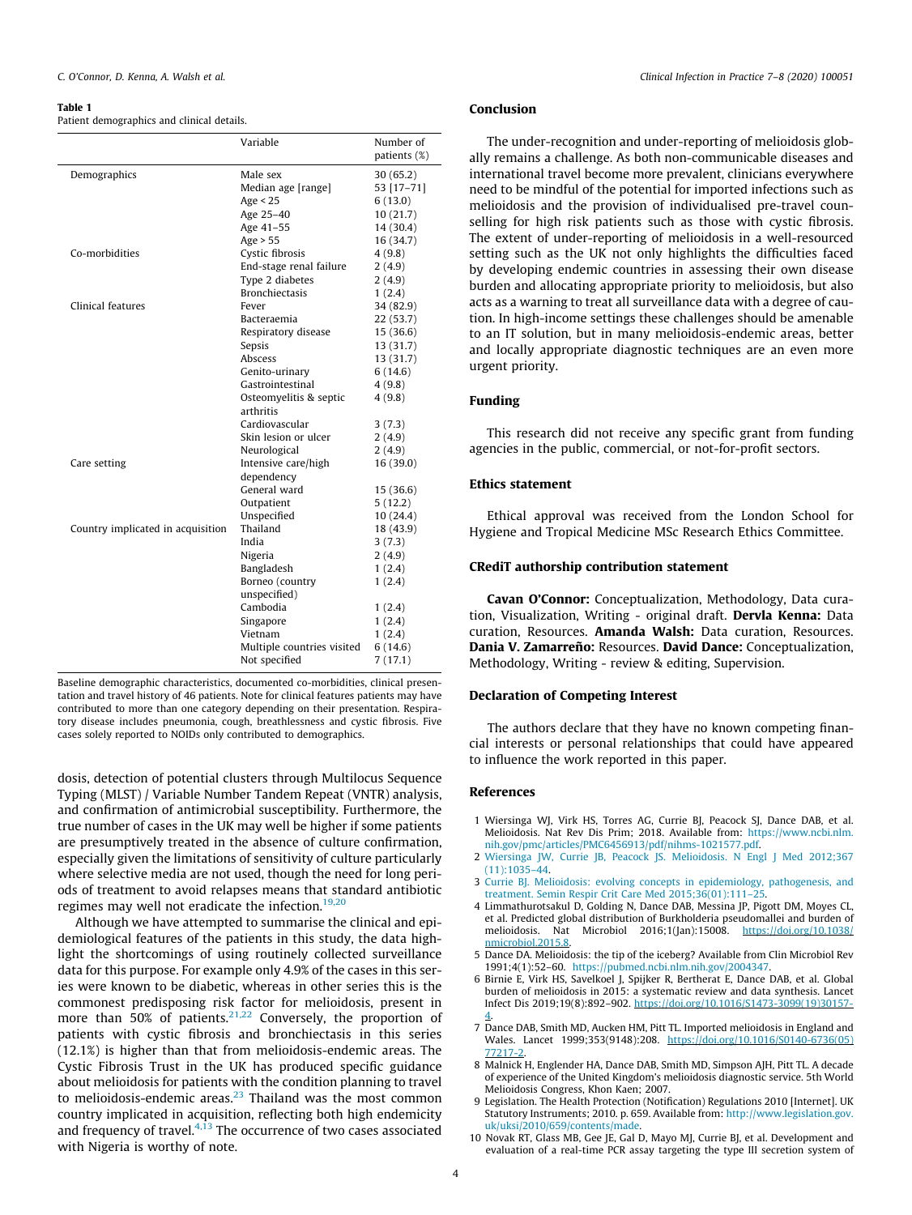**Table 1**
Patient demographics and clinical details.

| | Variable | Number of patients (%) |
|---|---|---|
| Demographics | Male sex | 30 (65.2) |
| | Median age [range] | 53 [17–71] |
| | Age < 25 | 6 (13.0) |
| | Age 25–40 | 10 (21.7) |
| | Age 41–55 | 14 (30.4) |
| | Age > 55 | 16 (34.7) |
| Co-morbidities | Cystic fibrosis | 4 (9.8) |
| | End-stage renal failure | 2 (4.9) |
| | Type 2 diabetes | 2 (4.9) |
| | Bronchiectasis | 1 (2.4) |
| Clinical features | Fever | 34 (82.9) |
| | Bacteraemia | 22 (53.7) |
| | Respiratory disease | 15 (36.6) |
| | Sepsis | 13 (31.7) |
| | Abscess | 13 (31.7) |
| | Genito-urinary | 6 (14.6) |
| | Gastrointestinal | 4 (9.8) |
| | Osteomyelitis & septic arthritis | 4 (9.8) |
| | Cardiovascular | 3 (7.3) |
| | Skin lesion or ulcer | 2 (4.9) |
| | Neurological | 2 (4.9) |
| Care setting | Intensive care/high dependency | 16 (39.0) |
| | General ward | 15 (36.6) |
| | Outpatient | 5 (12.2) |
| | Unspecified | 10 (24.4) |
| Country implicated in acquisition | Thailand | 18 (43.9) |
| | India | 3 (7.3) |
| | Nigeria | 2 (4.9) |
| | Bangladesh | 1 (2.4) |
| | Borneo (country unspecified) | 1 (2.4) |
| | Cambodia | 1 (2.4) |
| | Singapore | 1 (2.4) |
| | Vietnam | 1 (2.4) |
| | Multiple countries visited | 6 (14.6) |
| | Not specified | 7 (17.1) |

Baseline demographic characteristics, documented co-morbidities, clinical presentation and travel history of 46 patients. Note for clinical features patients may have contributed to more than one category depending on their presentation. Respiratory disease includes pneumonia, cough, breathlessness and cystic fibrosis. Five cases solely reported to NOIDs only contributed to demographics.

dosis, detection of potential clusters through Multilocus Sequence Typing (MLST) / Variable Number Tandem Repeat (VNTR) analysis, and confirmation of antimicrobial susceptibility. Furthermore, the true number of cases in the UK may well be higher if some patients are presumptively treated in the absence of culture confirmation, especially given the limitations of sensitivity of culture particularly where selective media are not used, though the need for long periods of treatment to avoid relapses means that standard antibiotic regimes may well not eradicate the infection.[19,20]

Although we have attempted to summarise the clinical and epidemiological features of the patients in this study, the data highlight the shortcomings of using routinely collected surveillance data for this purpose. For example only 4.9% of the cases in this series were known to be diabetic, whereas in other series this is the commonest predisposing risk factor for melioidosis, present in more than 50% of patients.[21,22] Conversely, the proportion of patients with cystic fibrosis and bronchiectasis in this series (12.1%) is higher than that from melioidosis-endemic areas. The Cystic Fibrosis Trust in the UK has produced specific guidance about melioidosis for patients with the condition planning to travel to melioidosis-endemic areas.[23] Thailand was the most common country implicated in acquisition, reflecting both high endemicity and frequency of travel.[4,13] The occurrence of two cases associated with Nigeria is worthy of note.

## Conclusion

The under-recognition and under-reporting of melioidosis globally remains a challenge. As both non-communicable diseases and international travel become more prevalent, clinicians everywhere need to be mindful of the potential for imported infections such as melioidosis and the provision of individualised pre-travel counselling for high risk patients such as those with cystic fibrosis. The extent of under-reporting of melioidosis in a well-resourced setting such as the UK not only highlights the difficulties faced by developing endemic countries in assessing their own disease burden and allocating appropriate priority to melioidosis, but also acts as a warning to treat all surveillance data with a degree of caution. In high-income settings these challenges should be amenable to an IT solution, but in many melioidosis-endemic areas, better and locally appropriate diagnostic techniques are an even more urgent priority.

## Funding

This research did not receive any specific grant from funding agencies in the public, commercial, or not-for-profit sectors.

## Ethics statement

Ethical approval was received from the London School for Hygiene and Tropical Medicine MSc Research Ethics Committee.

## CRediT authorship contribution statement

**Cavan O'Connor:** Conceptualization, Methodology, Data curation, Visualization, Writing - original draft. **Dervla Kenna:** Data curation, Resources. **Amanda Walsh:** Data curation, Resources. **Dania V. Zamarreño:** Resources. **David Dance:** Conceptualization, Methodology, Writing - review & editing, Supervision.

## Declaration of Competing Interest

The authors declare that they have no known competing financial interests or personal relationships that could have appeared to influence the work reported in this paper.

## References

1 Wiersinga WJ, Virk HS, Torres AG, Currie BJ, Peacock SJ, Dance DAB, et al. Melioidosis. Nat Rev Dis Prim; 2018. Available from: https://www.ncbi.nlm.nih.gov/pmc/articles/PMC6456913/pdf/nihms-1021577.pdf.

2 Wiersinga JW, Currie JB, Peacock JS. Melioidosis. N Engl J Med 2012;367(11):1035–44.

3 Currie BJ. Melioidosis: evolving concepts in epidemiology, pathogenesis, and treatment. Semin Respir Crit Care Med 2015;36(01):111–25.

4 Limmathurotsakul D, Golding N, Dance DAB, Messina JP, Pigott DM, Moyes CL, et al. Predicted global distribution of Burkholderia pseudomallei and burden of melioidosis. Nat Microbiol 2016;1(Jan):15008. https://doi.org/10.1038/nmicrobiol.2015.8.

5 Dance DA. Melioidosis: the tip of the iceberg? Available from Clin Microbiol Rev 1991;4(1):52–60. https://pubmed.ncbi.nlm.nih.gov/2004347.

6 Birnie E, Virk HS, Savelkoel J, Spijker R, Bertherat E, Dance DAB, et al. Global burden of melioidosis in 2015: a systematic review and data synthesis. Lancet Infect Dis 2019;19(8):892–902. https://doi.org/10.1016/S1473-3099(19)30157-4.

7 Dance DAB, Smith MD, Aucken HM, Pitt TL. Imported melioidosis in England and Wales. Lancet 1999;353(9148):208. https://doi.org/10.1016/S0140-6736(05)77217-2.

8 Malnick H, Englender HA, Dance DAB, Smith MD, Simpson AJH, Pitt TL. A decade of experience of the United Kingdom's melioidosis diagnostic service. 5th World Melioidosis Congress, Khon Kaen; 2007.

9 Legislation. The Health Protection (Notification) Regulations 2010 [Internet]. UK Statutory Instruments; 2010. p. 659. Available from: http://www.legislation.gov.uk/uksi/2010/659/contents/made.

10 Novak RT, Glass MB, Gee JE, Gal D, Mayo MJ, Currie BJ, et al. Development and evaluation of a real-time PCR assay targeting the type III secretion system of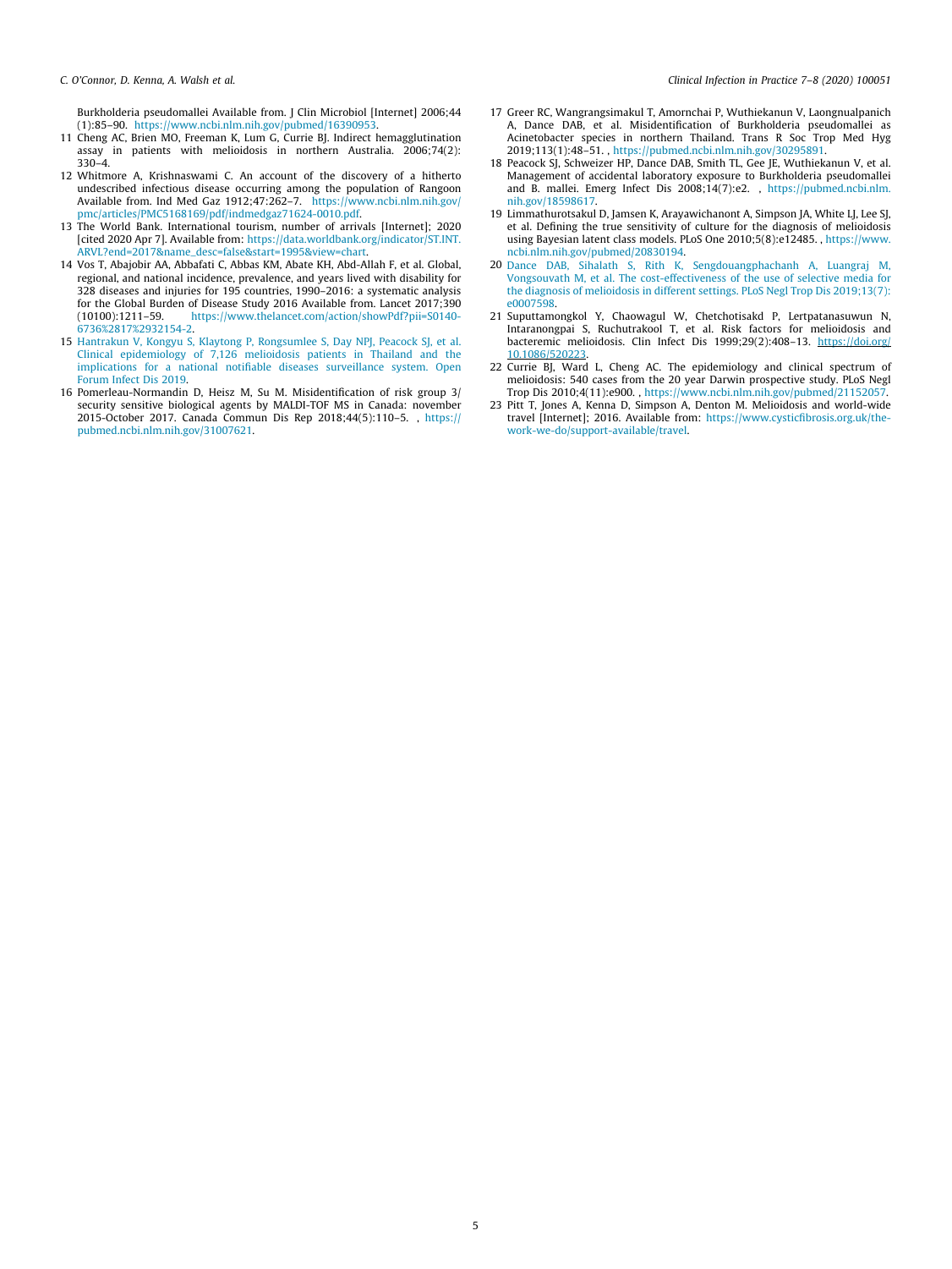Burkholderia pseudomallei Available from. J Clin Microbiol [Internet] 2006;44 (1):85–90. https://www.ncbi.nlm.nih.gov/pubmed/16390953.

11 Cheng AC, Brien MO, Freeman K, Lum G, Currie BJ. Indirect hemagglutination assay in patients with melioidosis in northern Australia. 2006;74(2): 330–4.

12 Whitmore A, Krishnaswami C. An account of the discovery of a hitherto undescribed infectious disease occurring among the population of Rangoon Available from. Ind Med Gaz 1912;47:262–7. https://www.ncbi.nlm.nih.gov/pmc/articles/PMC5168169/pdf/indmedgaz71624-0010.pdf.

13 The World Bank. International tourism, number of arrivals [Internet]; 2020 [cited 2020 Apr 7]. Available from: https://data.worldbank.org/indicator/ST.INT.ARVL?end=2017&name_desc=false&start=1995&view=chart.

14 Vos T, Abajobir AA, Abbafati C, Abbas KM, Abate KH, Abd-Allah F, et al. Global, regional, and national incidence, prevalence, and years lived with disability for 328 diseases and injuries for 195 countries, 1990–2016: a systematic analysis for the Global Burden of Disease Study 2016 Available from. Lancet 2017;390 (10100):1211–59. https://www.thelancet.com/action/showPdf?pii=S0140-6736%2817%2932154-2.

15 Hantrakun V, Kongyu S, Klaytong P, Rongsumlee S, Day NPJ, Peacock SJ, et al. Clinical epidemiology of 7,126 melioidosis patients in Thailand and the implications for a national notifiable diseases surveillance system. Open Forum Infect Dis 2019.

16 Pomerleau-Normandin D, Heisz M, Su M. Misidentification of risk group 3/ security sensitive biological agents by MALDI-TOF MS in Canada: november 2015-October 2017. Canada Commun Dis Rep 2018;44(5):110–5. , https://pubmed.ncbi.nlm.nih.gov/31007621.

17 Greer RC, Wangrangsimakul T, Amornchai P, Wuthiekanun V, Laongnualpanich A, Dance DAB, et al. Misidentification of Burkholderia pseudomallei as Acinetobacter species in northern Thailand. Trans R Soc Trop Med Hyg 2019;113(1):48–51. , https://pubmed.ncbi.nlm.nih.gov/30295891.

18 Peacock SJ, Schweizer HP, Dance DAB, Smith TL, Gee JE, Wuthiekanun V, et al. Management of accidental laboratory exposure to Burkholderia pseudomallei and B. mallei. Emerg Infect Dis 2008;14(7):e2. , https://pubmed.ncbi.nlm.nih.gov/18598617.

19 Limmathurotsakul D, Jamsen K, Arayawichanont A, Simpson JA, White LJ, Lee SJ, et al. Defining the true sensitivity of culture for the diagnosis of melioidosis using Bayesian latent class models. PLoS One 2010;5(8):e12485. , https://www.ncbi.nlm.nih.gov/pubmed/20830194.

20 Dance DAB, Sihalath S, Rith K, Sengdouangphachanh A, Luangraj M, Vongsouvath M, et al. The cost-effectiveness of the use of selective media for the diagnosis of melioidosis in different settings. PLoS Negl Trop Dis 2019;13(7): e0007598.

21 Suputtamongkol Y, Chaowagul W, Chetchotisakd P, Lertpatanasuwun N, Intaranongpai S, Ruchutrakool T, et al. Risk factors for melioidosis and bacteremic melioidosis. Clin Infect Dis 1999;29(2):408–13. https://doi.org/10.1086/520223.

22 Currie BJ, Ward L, Cheng AC. The epidemiology and clinical spectrum of melioidosis: 540 cases from the 20 year Darwin prospective study. PLoS Negl Trop Dis 2010;4(11):e900. , https://www.ncbi.nlm.nih.gov/pubmed/21152057.

23 Pitt T, Jones A, Kenna D, Simpson A, Denton M. Melioidosis and world-wide travel [Internet]; 2016. Available from: https://www.cysticfibrosis.org.uk/the-work-we-do/support-available/travel.